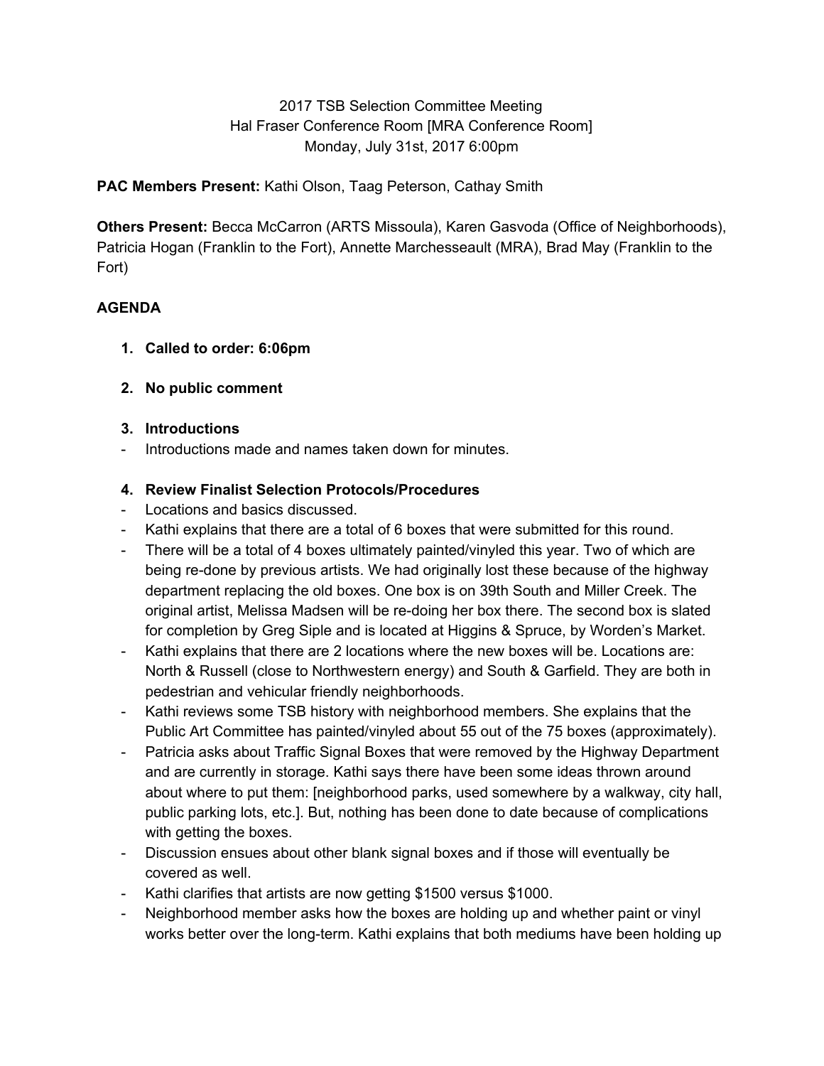2017 TSB Selection Committee Meeting
Hal Fraser Conference Room [MRA Conference Room]
Monday, July 31st, 2017 6:00pm

**PAC Members Present:** Kathi Olson, Taag Peterson, Cathay Smith

**Others Present:** Becca McCarron (ARTS Missoula), Karen Gasvoda (Office of Neighborhoods), Patricia Hogan (Franklin to the Fort), Annette Marchesseault (MRA), Brad May (Franklin to the Fort)

**AGENDA**

1. **Called to order: 6:06pm**

2. **No public comment**

3. **Introductions**

- Introductions made and names taken down for minutes.

4. **Review Finalist Selection Protocols/Procedures**

- Locations and basics discussed.
- Kathi explains that there are a total of 6 boxes that were submitted for this round.
- There will be a total of 4 boxes ultimately painted/vinyled this year. Two of which are being re-done by previous artists. We had originally lost these because of the highway department replacing the old boxes. One box is on 39th South and Miller Creek. The original artist, Melissa Madsen will be re-doing her box there. The second box is slated for completion by Greg Siple and is located at Higgins & Spruce, by Worden's Market.
- Kathi explains that there are 2 locations where the new boxes will be. Locations are: North & Russell (close to Northwestern energy) and South & Garfield. They are both in pedestrian and vehicular friendly neighborhoods.
- Kathi reviews some TSB history with neighborhood members. She explains that the Public Art Committee has painted/vinyled about 55 out of the 75 boxes (approximately).
- Patricia asks about Traffic Signal Boxes that were removed by the Highway Department and are currently in storage. Kathi says there have been some ideas thrown around about where to put them: [neighborhood parks, used somewhere by a walkway, city hall, public parking lots, etc.]. But, nothing has been done to date because of complications with getting the boxes.
- Discussion ensues about other blank signal boxes and if those will eventually be covered as well.
- Kathi clarifies that artists are now getting $1500 versus $1000.
- Neighborhood member asks how the boxes are holding up and whether paint or vinyl works better over the long-term. Kathi explains that both mediums have been holding up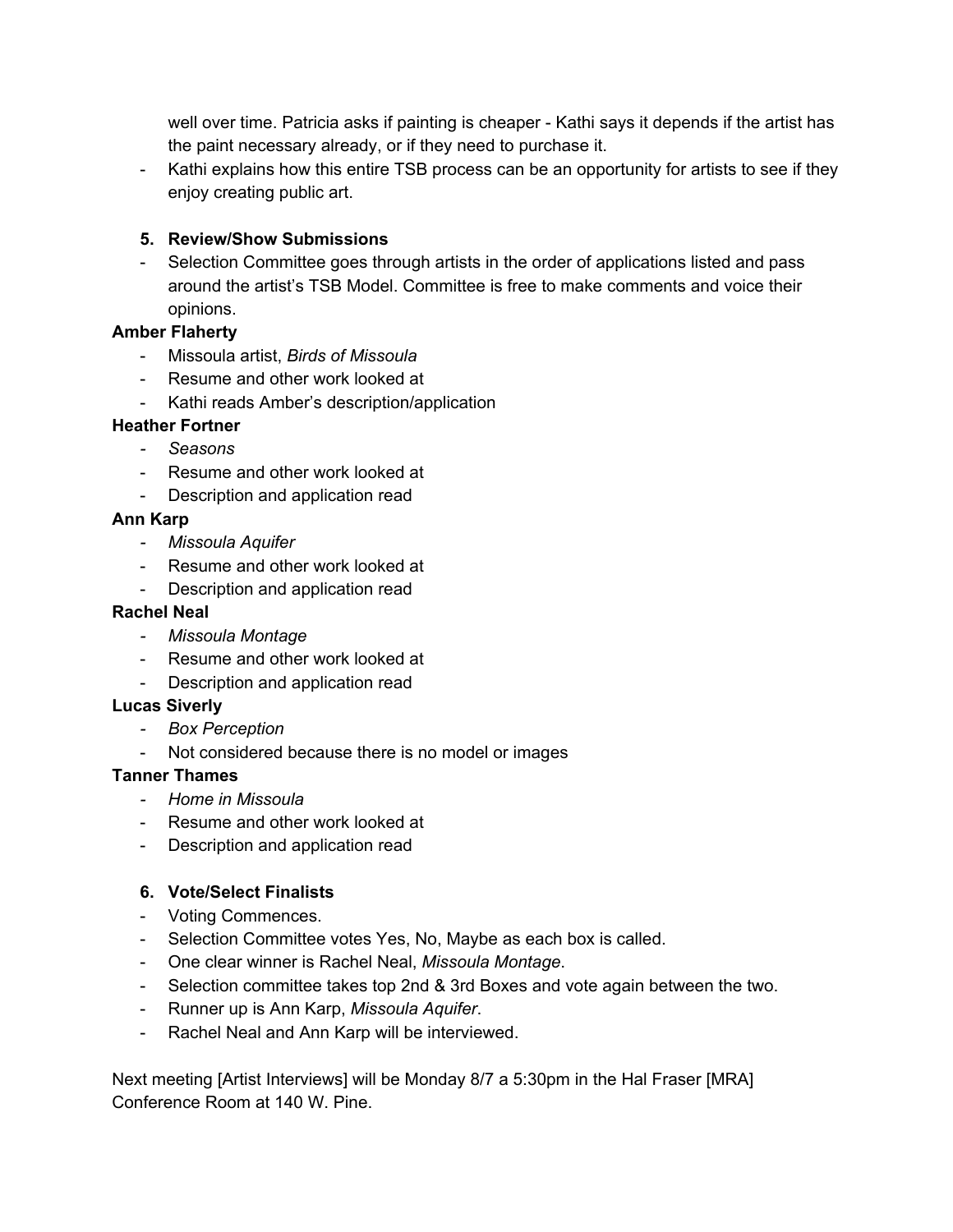well over time. Patricia asks if painting is cheaper - Kathi says it depends if the artist has the paint necessary already, or if they need to purchase it.

- Kathi explains how this entire TSB process can be an opportunity for artists to see if they enjoy creating public art.

5. **Review/Show Submissions**

- Selection Committee goes through artists in the order of applications listed and pass around the artist's TSB Model. Committee is free to make comments and voice their opinions.

**Amber Flaherty**

- Missoula artist, *Birds of Missoula*
- Resume and other work looked at
- Kathi reads Amber's description/application

**Heather Fortner**

- *Seasons*
- Resume and other work looked at
- Description and application read

**Ann Karp**

- *Missoula Aquifer*
- Resume and other work looked at
- Description and application read

**Rachel Neal**

- *Missoula Montage*
- Resume and other work looked at
- Description and application read

**Lucas Siverly**

- *Box Perception*
- Not considered because there is no model or images

**Tanner Thames**

- *Home in Missoula*
- Resume and other work looked at
- Description and application read

6. **Vote/Select Finalists**

- Voting Commences.
- Selection Committee votes Yes, No, Maybe as each box is called.
- One clear winner is Rachel Neal, *Missoula Montage*.
- Selection committee takes top 2nd & 3rd Boxes and vote again between the two.
- Runner up is Ann Karp, *Missoula Aquifer*.
- Rachel Neal and Ann Karp will be interviewed.

Next meeting [Artist Interviews] will be Monday 8/7 a 5:30pm in the Hal Fraser [MRA] Conference Room at 140 W. Pine.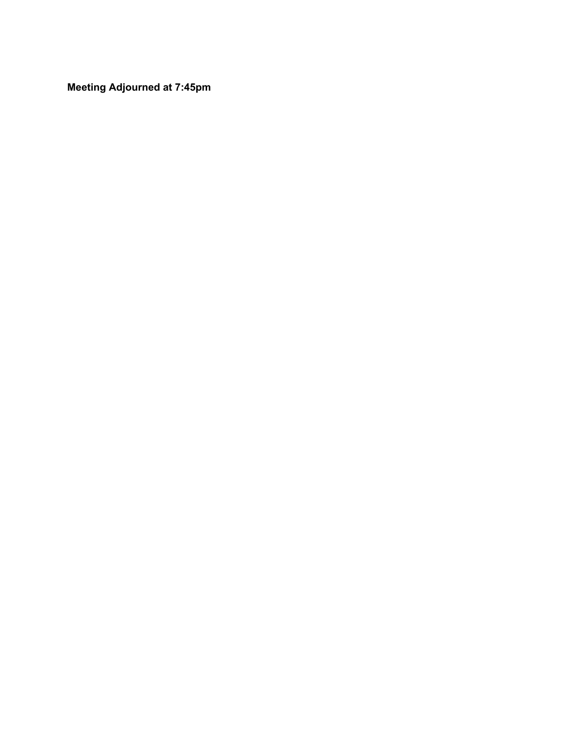**Meeting Adjourned at 7:45pm**